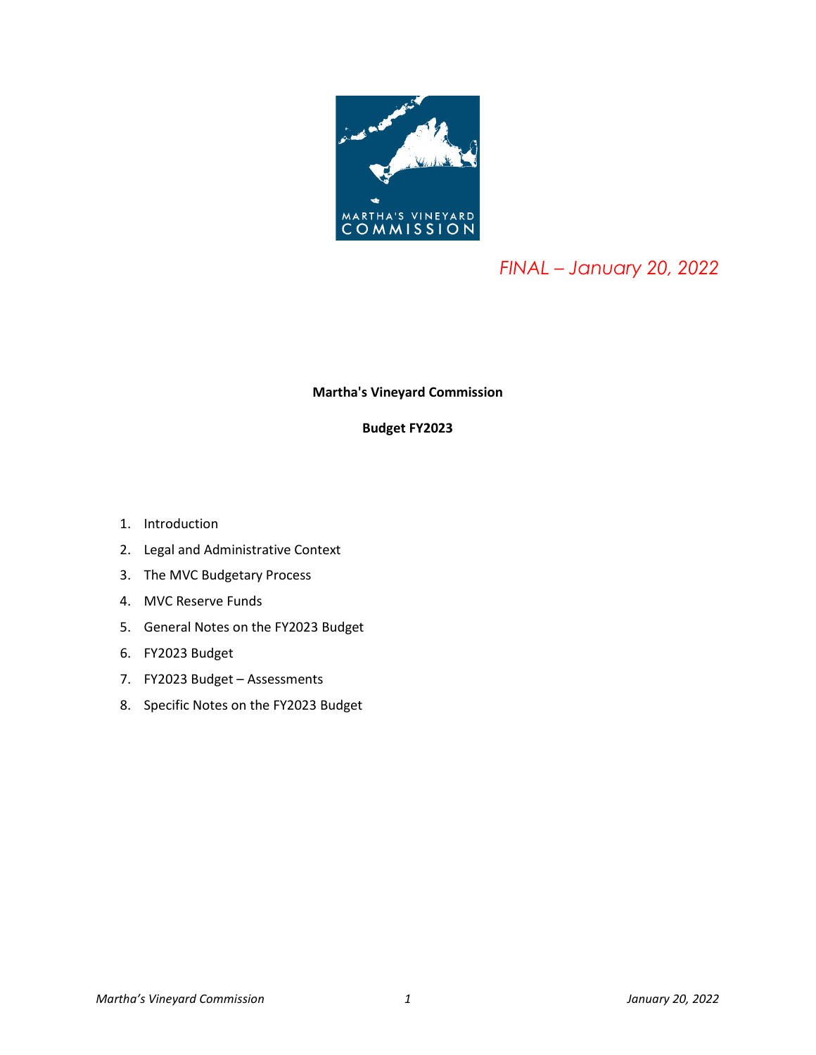*FINAL – January 20, 2022*

**Martha's Vineyard Commission**

**Budget FY2023**

1. Introduction
2. Legal and Administrative Context
3. The MVC Budgetary Process
4. MVC Reserve Funds
5. General Notes on the FY2023 Budget
6. FY2023 Budget
7. FY2023 Budget – Assessments
8. Specific Notes on the FY2023 Budget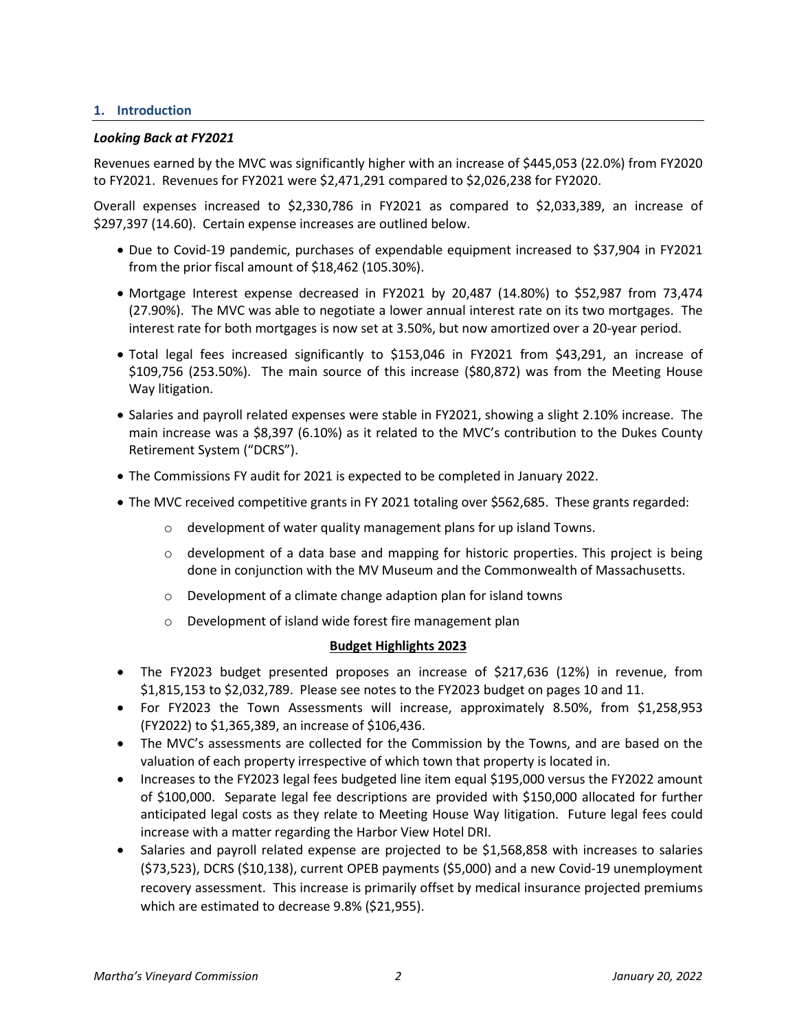## 1. Introduction

### *Looking Back at FY2021*

Revenues earned by the MVC was significantly higher with an increase of $445,053 (22.0%) from FY2020 to FY2021. Revenues for FY2021 were $2,471,291 compared to $2,026,238 for FY2020.

Overall expenses increased to $2,330,786 in FY2021 as compared to $2,033,389, an increase of $297,397 (14.60). Certain expense increases are outlined below.

- Due to Covid-19 pandemic, purchases of expendable equipment increased to $37,904 in FY2021 from the prior fiscal amount of $18,462 (105.30%).
- Mortgage Interest expense decreased in FY2021 by 20,487 (14.80%) to $52,987 from 73,474 (27.90%). The MVC was able to negotiate a lower annual interest rate on its two mortgages. The interest rate for both mortgages is now set at 3.50%, but now amortized over a 20-year period.
- Total legal fees increased significantly to $153,046 in FY2021 from $43,291, an increase of $109,756 (253.50%). The main source of this increase ($80,872) was from the Meeting House Way litigation.
- Salaries and payroll related expenses were stable in FY2021, showing a slight 2.10% increase. The main increase was a $8,397 (6.10%) as it related to the MVC's contribution to the Dukes County Retirement System ("DCRS").
- The Commissions FY audit for 2021 is expected to be completed in January 2022.
- The MVC received competitive grants in FY 2021 totaling over $562,685. These grants regarded:
  - development of water quality management plans for up island Towns.
  - development of a data base and mapping for historic properties. This project is being done in conjunction with the MV Museum and the Commonwealth of Massachusetts.
  - Development of a climate change adaption plan for island towns
  - Development of island wide forest fire management plan

**Budget Highlights 2023**

- The FY2023 budget presented proposes an increase of $217,636 (12%) in revenue, from $1,815,153 to $2,032,789. Please see notes to the FY2023 budget on pages 10 and 11.
- For FY2023 the Town Assessments will increase, approximately 8.50%, from $1,258,953 (FY2022) to $1,365,389, an increase of $106,436.
- The MVC's assessments are collected for the Commission by the Towns, and are based on the valuation of each property irrespective of which town that property is located in.
- Increases to the FY2023 legal fees budgeted line item equal $195,000 versus the FY2022 amount of $100,000. Separate legal fee descriptions are provided with $150,000 allocated for further anticipated legal costs as they relate to Meeting House Way litigation. Future legal fees could increase with a matter regarding the Harbor View Hotel DRI.
- Salaries and payroll related expense are projected to be $1,568,858 with increases to salaries ($73,523), DCRS ($10,138), current OPEB payments ($5,000) and a new Covid-19 unemployment recovery assessment. This increase is primarily offset by medical insurance projected premiums which are estimated to decrease 9.8% ($21,955).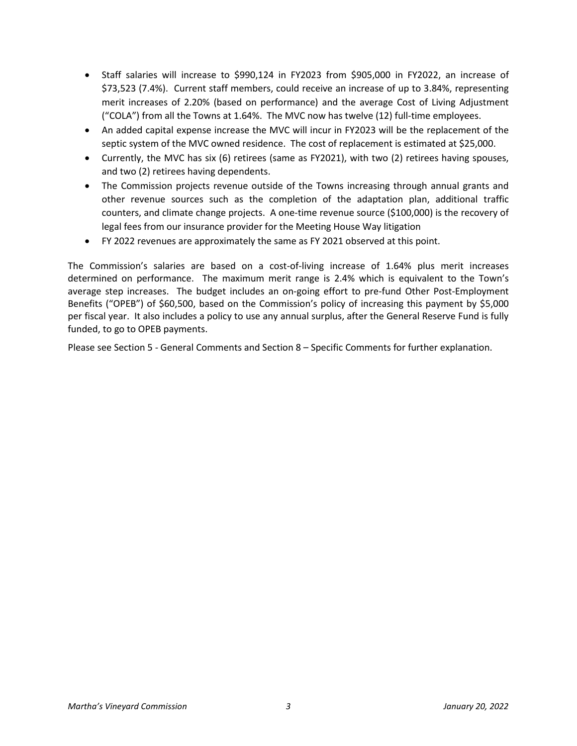- Staff salaries will increase to $990,124 in FY2023 from $905,000 in FY2022, an increase of $73,523 (7.4%). Current staff members, could receive an increase of up to 3.84%, representing merit increases of 2.20% (based on performance) and the average Cost of Living Adjustment ("COLA") from all the Towns at 1.64%. The MVC now has twelve (12) full-time employees.
- An added capital expense increase the MVC will incur in FY2023 will be the replacement of the septic system of the MVC owned residence. The cost of replacement is estimated at $25,000.
- Currently, the MVC has six (6) retirees (same as FY2021), with two (2) retirees having spouses, and two (2) retirees having dependents.
- The Commission projects revenue outside of the Towns increasing through annual grants and other revenue sources such as the completion of the adaptation plan, additional traffic counters, and climate change projects. A one-time revenue source ($100,000) is the recovery of legal fees from our insurance provider for the Meeting House Way litigation
- FY 2022 revenues are approximately the same as FY 2021 observed at this point.

The Commission's salaries are based on a cost-of-living increase of 1.64% plus merit increases determined on performance. The maximum merit range is 2.4% which is equivalent to the Town's average step increases. The budget includes an on-going effort to pre-fund Other Post-Employment Benefits ("OPEB") of $60,500, based on the Commission's policy of increasing this payment by $5,000 per fiscal year. It also includes a policy to use any annual surplus, after the General Reserve Fund is fully funded, to go to OPEB payments.

Please see Section 5 - General Comments and Section 8 – Specific Comments for further explanation.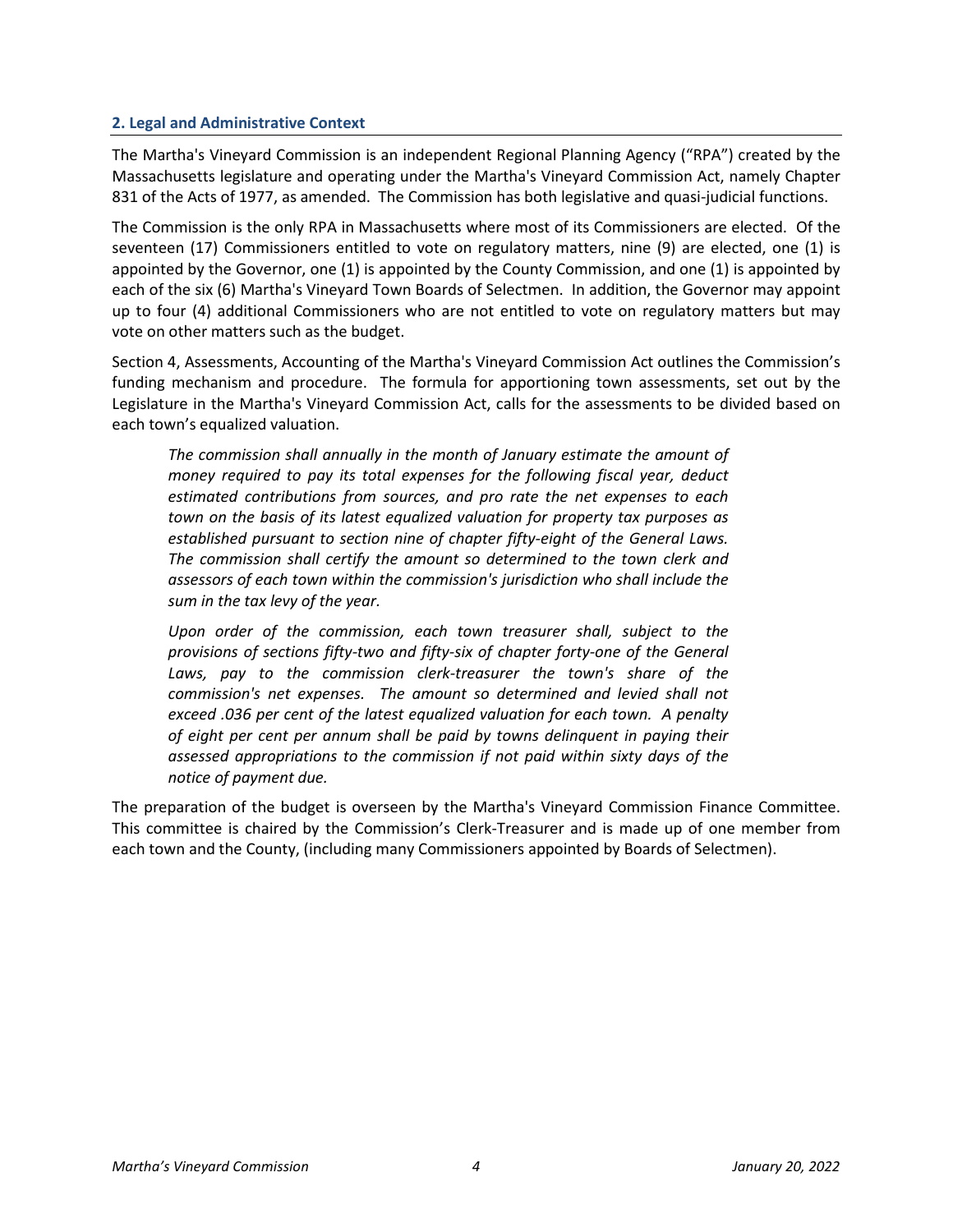## 2. Legal and Administrative Context

The Martha's Vineyard Commission is an independent Regional Planning Agency ("RPA") created by the Massachusetts legislature and operating under the Martha's Vineyard Commission Act, namely Chapter 831 of the Acts of 1977, as amended. The Commission has both legislative and quasi-judicial functions.

The Commission is the only RPA in Massachusetts where most of its Commissioners are elected. Of the seventeen (17) Commissioners entitled to vote on regulatory matters, nine (9) are elected, one (1) is appointed by the Governor, one (1) is appointed by the County Commission, and one (1) is appointed by each of the six (6) Martha's Vineyard Town Boards of Selectmen. In addition, the Governor may appoint up to four (4) additional Commissioners who are not entitled to vote on regulatory matters but may vote on other matters such as the budget.

Section 4, Assessments, Accounting of the Martha's Vineyard Commission Act outlines the Commission's funding mechanism and procedure. The formula for apportioning town assessments, set out by the Legislature in the Martha's Vineyard Commission Act, calls for the assessments to be divided based on each town's equalized valuation.

> *The commission shall annually in the month of January estimate the amount of money required to pay its total expenses for the following fiscal year, deduct estimated contributions from sources, and pro rate the net expenses to each town on the basis of its latest equalized valuation for property tax purposes as established pursuant to section nine of chapter fifty-eight of the General Laws. The commission shall certify the amount so determined to the town clerk and assessors of each town within the commission's jurisdiction who shall include the sum in the tax levy of the year.*
>
> *Upon order of the commission, each town treasurer shall, subject to the provisions of sections fifty-two and fifty-six of chapter forty-one of the General Laws, pay to the commission clerk-treasurer the town's share of the commission's net expenses. The amount so determined and levied shall not exceed .036 per cent of the latest equalized valuation for each town. A penalty of eight per cent per annum shall be paid by towns delinquent in paying their assessed appropriations to the commission if not paid within sixty days of the notice of payment due.*

The preparation of the budget is overseen by the Martha's Vineyard Commission Finance Committee. This committee is chaired by the Commission's Clerk-Treasurer and is made up of one member from each town and the County, (including many Commissioners appointed by Boards of Selectmen).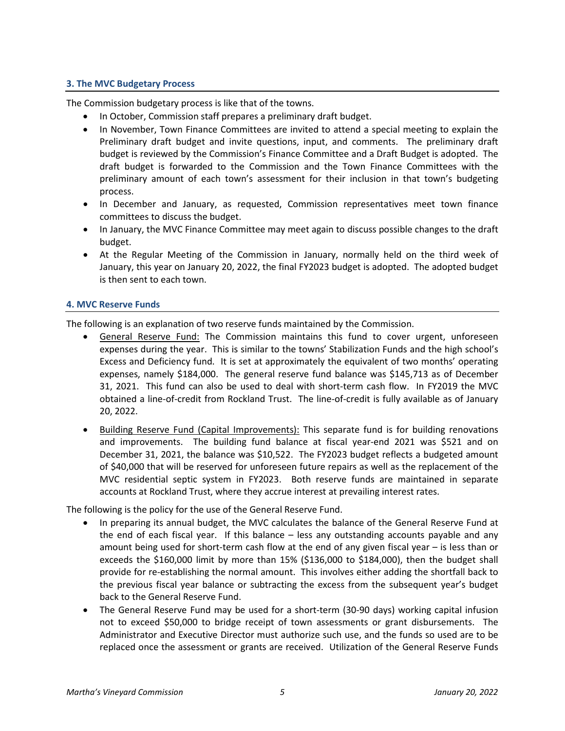### 3. The MVC Budgetary Process

The Commission budgetary process is like that of the towns.

- In October, Commission staff prepares a preliminary draft budget.
- In November, Town Finance Committees are invited to attend a special meeting to explain the Preliminary draft budget and invite questions, input, and comments. The preliminary draft budget is reviewed by the Commission's Finance Committee and a Draft Budget is adopted. The draft budget is forwarded to the Commission and the Town Finance Committees with the preliminary amount of each town's assessment for their inclusion in that town's budgeting process.
- In December and January, as requested, Commission representatives meet town finance committees to discuss the budget.
- In January, the MVC Finance Committee may meet again to discuss possible changes to the draft budget.
- At the Regular Meeting of the Commission in January, normally held on the third week of January, this year on January 20, 2022, the final FY2023 budget is adopted. The adopted budget is then sent to each town.

### 4. MVC Reserve Funds

The following is an explanation of two reserve funds maintained by the Commission.

- <u>General Reserve Fund:</u> The Commission maintains this fund to cover urgent, unforeseen expenses during the year. This is similar to the towns' Stabilization Funds and the high school's Excess and Deficiency fund. It is set at approximately the equivalent of two months' operating expenses, namely $184,000. The general reserve fund balance was $145,713 as of December 31, 2021. This fund can also be used to deal with short-term cash flow. In FY2019 the MVC obtained a line-of-credit from Rockland Trust. The line-of-credit is fully available as of January 20, 2022.

- <u>Building Reserve Fund (Capital Improvements):</u> This separate fund is for building renovations and improvements. The building fund balance at fiscal year-end 2021 was $521 and on December 31, 2021, the balance was $10,522. The FY2023 budget reflects a budgeted amount of $40,000 that will be reserved for unforeseen future repairs as well as the replacement of the MVC residential septic system in FY2023. Both reserve funds are maintained in separate accounts at Rockland Trust, where they accrue interest at prevailing interest rates.

The following is the policy for the use of the General Reserve Fund.

- In preparing its annual budget, the MVC calculates the balance of the General Reserve Fund at the end of each fiscal year. If this balance – less any outstanding accounts payable and any amount being used for short-term cash flow at the end of any given fiscal year – is less than or exceeds the $160,000 limit by more than 15% ($136,000 to $184,000), then the budget shall provide for re-establishing the normal amount. This involves either adding the shortfall back to the previous fiscal year balance or subtracting the excess from the subsequent year's budget back to the General Reserve Fund.
- The General Reserve Fund may be used for a short-term (30-90 days) working capital infusion not to exceed $50,000 to bridge receipt of town assessments or grant disbursements. The Administrator and Executive Director must authorize such use, and the funds so used are to be replaced once the assessment or grants are received. Utilization of the General Reserve Funds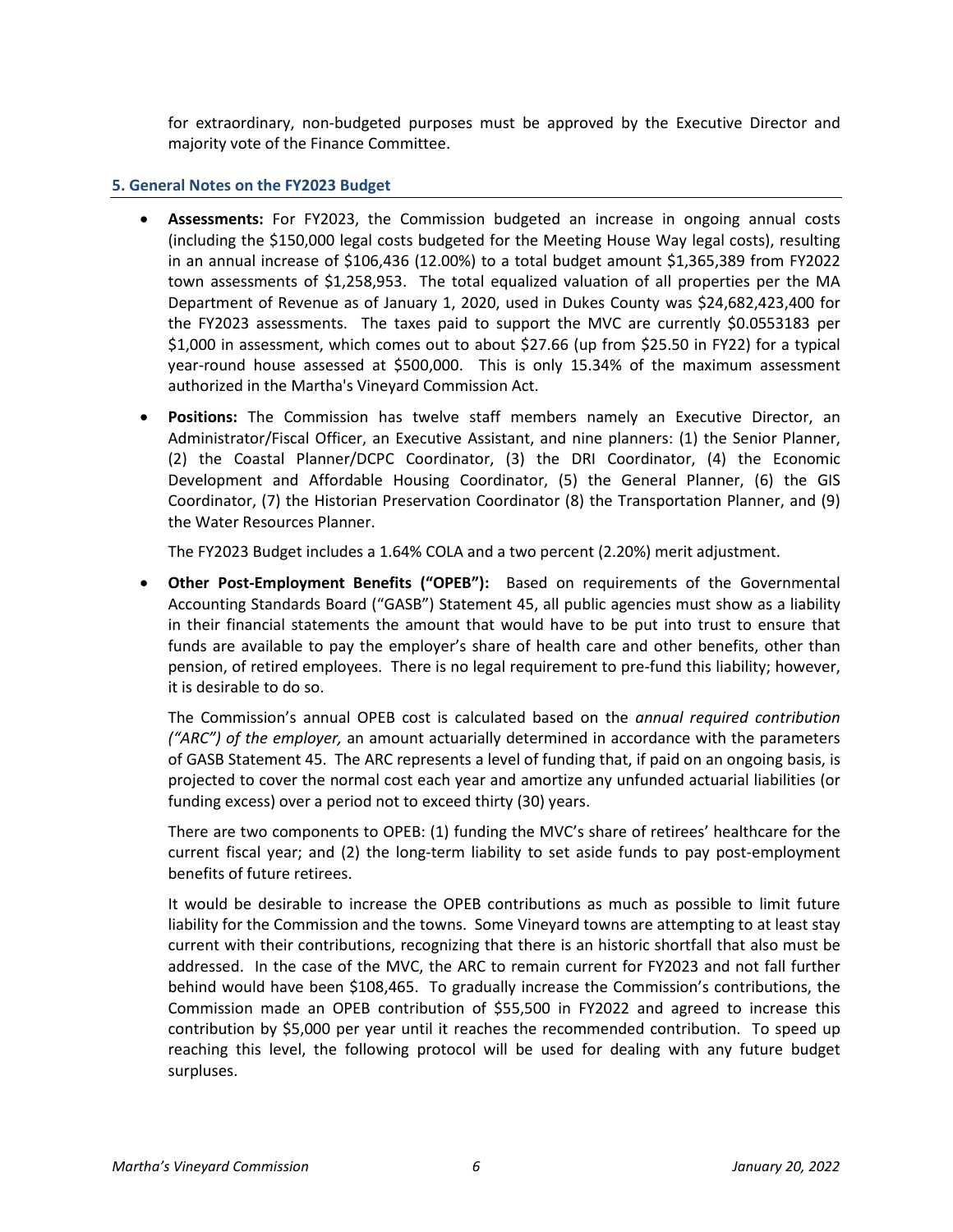for extraordinary, non-budgeted purposes must be approved by the Executive Director and majority vote of the Finance Committee.

### 5. General Notes on the FY2023 Budget

- **Assessments:** For FY2023, the Commission budgeted an increase in ongoing annual costs (including the $150,000 legal costs budgeted for the Meeting House Way legal costs), resulting in an annual increase of $106,436 (12.00%) to a total budget amount $1,365,389 from FY2022 town assessments of $1,258,953. The total equalized valuation of all properties per the MA Department of Revenue as of January 1, 2020, used in Dukes County was $24,682,423,400 for the FY2023 assessments. The taxes paid to support the MVC are currently $0.0553183 per $1,000 in assessment, which comes out to about $27.66 (up from $25.50 in FY22) for a typical year-round house assessed at $500,000. This is only 15.34% of the maximum assessment authorized in the Martha's Vineyard Commission Act.

- **Positions:** The Commission has twelve staff members namely an Executive Director, an Administrator/Fiscal Officer, an Executive Assistant, and nine planners: (1) the Senior Planner, (2) the Coastal Planner/DCPC Coordinator, (3) the DRI Coordinator, (4) the Economic Development and Affordable Housing Coordinator, (5) the General Planner, (6) the GIS Coordinator, (7) the Historian Preservation Coordinator (8) the Transportation Planner, and (9) the Water Resources Planner.

  The FY2023 Budget includes a 1.64% COLA and a two percent (2.20%) merit adjustment.

- **Other Post-Employment Benefits ("OPEB"):** Based on requirements of the Governmental Accounting Standards Board ("GASB") Statement 45, all public agencies must show as a liability in their financial statements the amount that would have to be put into trust to ensure that funds are available to pay the employer's share of health care and other benefits, other than pension, of retired employees. There is no legal requirement to pre-fund this liability; however, it is desirable to do so.

  The Commission's annual OPEB cost is calculated based on the *annual required contribution ("ARC") of the employer,* an amount actuarially determined in accordance with the parameters of GASB Statement 45. The ARC represents a level of funding that, if paid on an ongoing basis, is projected to cover the normal cost each year and amortize any unfunded actuarial liabilities (or funding excess) over a period not to exceed thirty (30) years.

  There are two components to OPEB: (1) funding the MVC's share of retirees' healthcare for the current fiscal year; and (2) the long-term liability to set aside funds to pay post-employment benefits of future retirees.

  It would be desirable to increase the OPEB contributions as much as possible to limit future liability for the Commission and the towns. Some Vineyard towns are attempting to at least stay current with their contributions, recognizing that there is an historic shortfall that also must be addressed. In the case of the MVC, the ARC to remain current for FY2023 and not fall further behind would have been $108,465. To gradually increase the Commission's contributions, the Commission made an OPEB contribution of $55,500 in FY2022 and agreed to increase this contribution by $5,000 per year until it reaches the recommended contribution. To speed up reaching this level, the following protocol will be used for dealing with any future budget surpluses.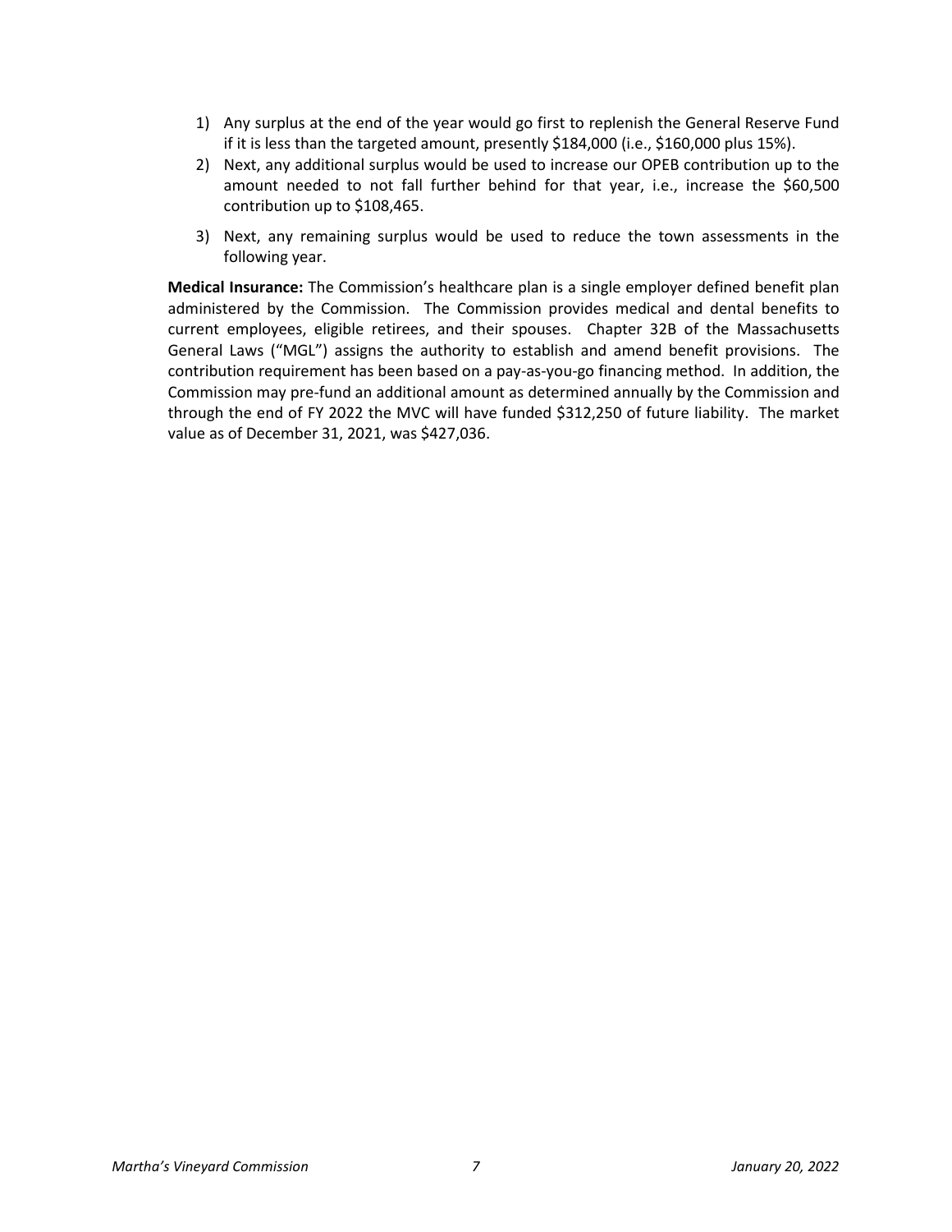1) Any surplus at the end of the year would go first to replenish the General Reserve Fund if it is less than the targeted amount, presently $184,000 (i.e., $160,000 plus 15%).
2) Next, any additional surplus would be used to increase our OPEB contribution up to the amount needed to not fall further behind for that year, i.e., increase the $60,500 contribution up to $108,465.
3) Next, any remaining surplus would be used to reduce the town assessments in the following year.

**Medical Insurance:** The Commission's healthcare plan is a single employer defined benefit plan administered by the Commission. The Commission provides medical and dental benefits to current employees, eligible retirees, and their spouses. Chapter 32B of the Massachusetts General Laws ("MGL") assigns the authority to establish and amend benefit provisions. The contribution requirement has been based on a pay-as-you-go financing method. In addition, the Commission may pre-fund an additional amount as determined annually by the Commission and through the end of FY 2022 the MVC will have funded $312,250 of future liability. The market value as of December 31, 2021, was $427,036.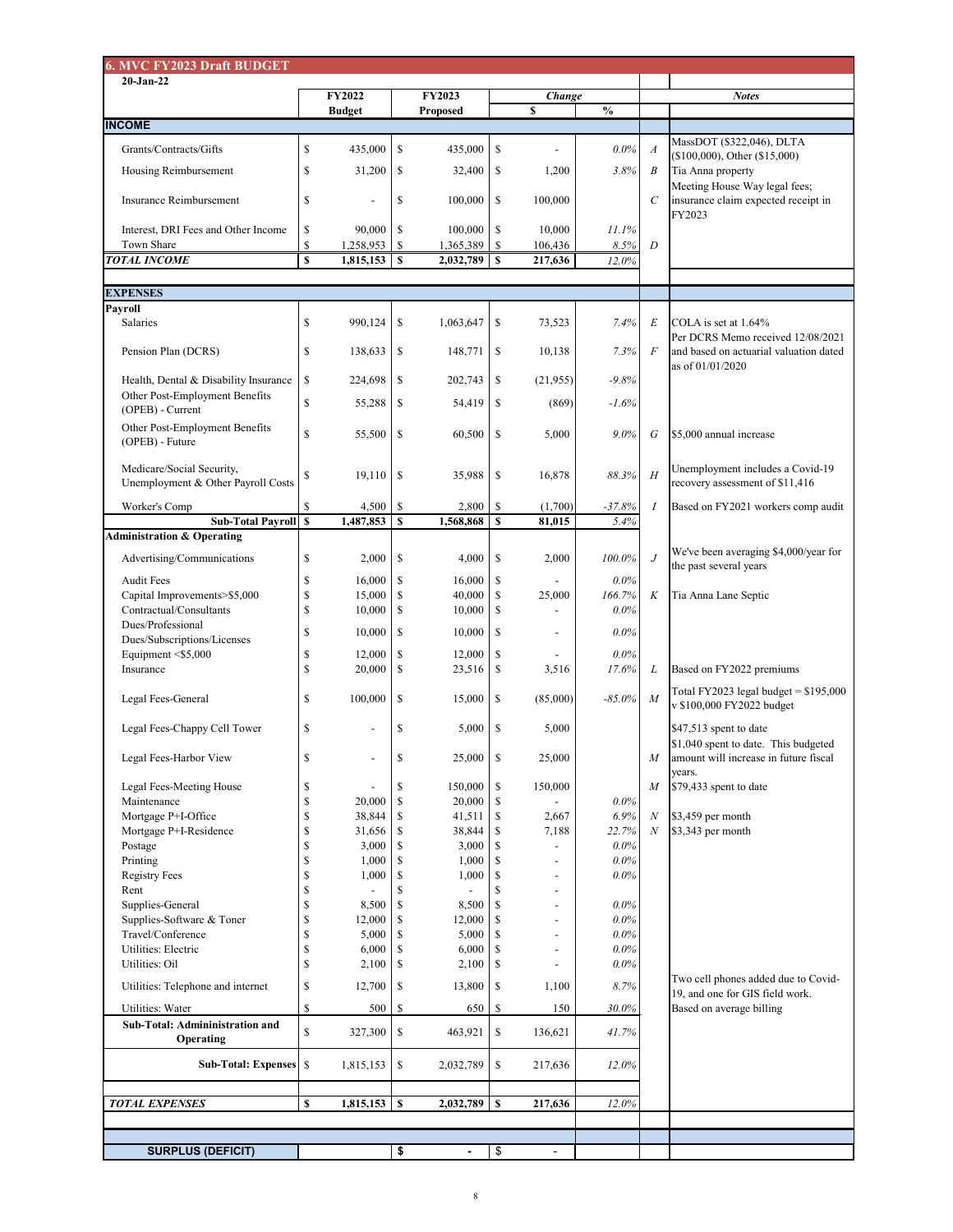# 6. MVC FY2023 Draft BUDGET

**20-Jan-22**

| | FY2022 Budget | FY2023 Proposed | Change $ | Change % | | Notes |
|---|---|---|---|---|---|---|
| **INCOME** | | | | | | |
| Grants/Contracts/Gifts | $ 435,000 | $ 435,000 | $ - | *0.0%* | *A* | MassDOT ($322,046), DLTA ($100,000), Other ($15,000) |
| Housing Reimbursement | $ 31,200 | $ 32,400 | $ 1,200 | *3.8%* | *B* | Tia Anna property |
| Insurance Reimbursement | $ - | $ 100,000 | $ 100,000 | | *C* | Meeting House Way legal fees; insurance claim expected receipt in FY2023 |
| Interest, DRI Fees and Other Income | $ 90,000 | $ 100,000 | $ 10,000 | *11.1%* | | |
| Town Share | $ 1,258,953 | $ 1,365,389 | $ 106,436 | *8.5%* | *D* | |
| ***TOTAL INCOME*** | **$ 1,815,153** | **$ 2,032,789** | **$ 217,636** | *12.0%* | | |
| **EXPENSES** | | | | | | |
| **Payroll** | | | | | | |
| Salaries | $ 990,124 | $ 1,063,647 | $ 73,523 | *7.4%* | *E* | COLA is set at 1.64% |
| Pension Plan (DCRS) | $ 138,633 | $ 148,771 | $ 10,138 | *7.3%* | *F* | Per DCRS Memo received 12/08/2021 and based on actuarial valuation dated as of 01/01/2020 |
| Health, Dental & Disability Insurance | $ 224,698 | $ 202,743 | $ (21,955) | *-9.8%* | | |
| Other Post-Employment Benefits (OPEB) - Current | $ 55,288 | $ 54,419 | $ (869) | *-1.6%* | | |
| Other Post-Employment Benefits (OPEB) - Future | $ 55,500 | $ 60,500 | $ 5,000 | *9.0%* | *G* | $5,000 annual increase |
| Medicare/Social Security, Unemployment & Other Payroll Costs | $ 19,110 | $ 35,988 | $ 16,878 | *88.3%* | *H* | Unemployment includes a Covid-19 recovery assessment of $11,416 |
| Worker's Comp | $ 4,500 | $ 2,800 | $ (1,700) | *-37.8%* | *I* | Based on FY2021 workers comp audit |
| **Sub-Total Payroll** | **$ 1,487,853** | **$ 1,568,868** | **$ 81,015** | *5.4%* | | |
| **Administration & Operating** | | | | | | |
| Advertising/Communications | $ 2,000 | $ 4,000 | $ 2,000 | *100.0%* | *J* | We've been averaging $4,000/year for the past several years |
| Audit Fees | $ 16,000 | $ 16,000 | $ - | *0.0%* | | |
| Capital Improvements>$5,000 | $ 15,000 | $ 40,000 | $ 25,000 | *166.7%* | *K* | Tia Anna Lane Septic |
| Contractual/Consultants | $ 10,000 | $ 10,000 | $ - | *0.0%* | | |
| Dues/Professional Dues/Subscriptions/Licenses | $ 10,000 | $ 10,000 | $ - | *0.0%* | | |
| Equipment <$5,000 | $ 12,000 | $ 12,000 | $ - | *0.0%* | | |
| Insurance | $ 20,000 | $ 23,516 | $ 3,516 | *17.6%* | *L* | Based on FY2022 premiums |
| Legal Fees-General | $ 100,000 | $ 15,000 | $ (85,000) | *-85.0%* | *M* | Total FY2023 legal budget = $195,000 v $100,000 FY2022 budget |
| Legal Fees-Chappy Cell Tower | $ - | $ 5,000 | $ 5,000 | | | $47,513 spent to date |
| Legal Fees-Harbor View | $ - | $ 25,000 | $ 25,000 | | *M* | $1,040 spent to date. This budgeted amount will increase in future fiscal years. |
| Legal Fees-Meeting House | $ - | $ 150,000 | $ 150,000 | | *M* | $79,433 spent to date |
| Maintenance | $ 20,000 | $ 20,000 | $ - | *0.0%* | | |
| Mortgage P+I-Office | $ 38,844 | $ 41,511 | $ 2,667 | *6.9%* | *N* | $3,459 per month |
| Mortgage P+I-Residence | $ 31,656 | $ 38,844 | $ 7,188 | *22.7%* | *N* | $3,343 per month |
| Postage | $ 3,000 | $ 3,000 | $ - | *0.0%* | | |
| Printing | $ 1,000 | $ 1,000 | $ - | *0.0%* | | |
| Registry Fees | $ 1,000 | $ 1,000 | $ - | *0.0%* | | |
| Rent | $ - | $ - | $ - | | | |
| Supplies-General | $ 8,500 | $ 8,500 | $ - | *0.0%* | | |
| Supplies-Software & Toner | $ 12,000 | $ 12,000 | $ - | *0.0%* | | |
| Travel/Conference | $ 5,000 | $ 5,000 | $ - | *0.0%* | | |
| Utilities: Electric | $ 6,000 | $ 6,000 | $ - | *0.0%* | | |
| Utilities: Oil | $ 2,100 | $ 2,100 | $ - | *0.0%* | | |
| Utilities: Telephone and internet | $ 12,700 | $ 13,800 | $ 1,100 | *8.7%* | | Two cell phones added due to Covid-19, and one for GIS field work. |
| Utilities: Water | $ 500 | $ 650 | $ 150 | *30.0%* | | Based on average billing |
| **Sub-Total: Admininistration and Operating** | $ 327,300 | $ 463,921 | $ 136,621 | *41.7%* | | |
| **Sub-Total: Expenses** | $ 1,815,153 | $ 2,032,789 | $ 217,636 | *12.0%* | | |
| ***TOTAL EXPENSES*** | **$ 1,815,153** | **$ 2,032,789** | **$ 217,636** | *12.0%* | | |
| **SURPLUS (DEFICIT)** | | **$ -** | $ - | | | |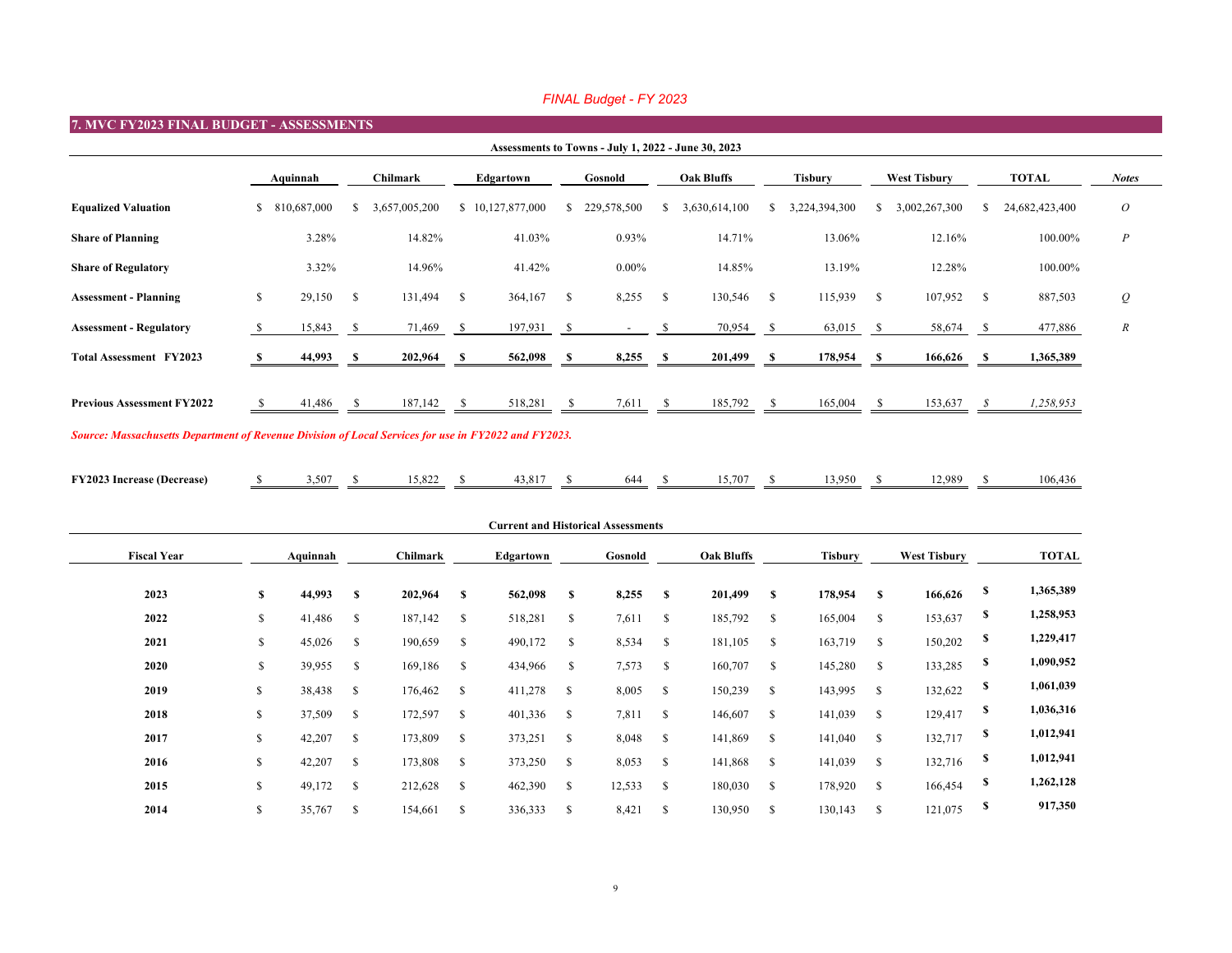*FINAL Budget - FY 2023*

## 7. MVC FY2023 FINAL BUDGET - ASSESSMENTS

**Assessments to Towns - July 1, 2022 - June 30, 2023**

| | Aquinnah | Chilmark | Edgartown | Gosnold | Oak Bluffs | Tisbury | West Tisbury | TOTAL | Notes |
|---|---|---|---|---|---|---|---|---|---|
| **Equalized Valuation** | $ 810,687,000 | $ 3,657,005,200 | $ 10,127,877,000 | $ 229,578,500 | $ 3,630,614,100 | $ 3,224,394,300 | $ 3,002,267,300 | $ 24,682,423,400 | *O* |
| **Share of Planning** | 3.28% | 14.82% | 41.03% | 0.93% | 14.71% | 13.06% | 12.16% | 100.00% | *P* |
| **Share of Regulatory** | 3.32% | 14.96% | 41.42% | 0.00% | 14.85% | 13.19% | 12.28% | 100.00% | |
| **Assessment - Planning** | $ 29,150 | $ 131,494 | $ 364,167 | $ 8,255 | $ 130,546 | $ 115,939 | $ 107,952 | $ 887,503 | *Q* |
| **Assessment - Regulatory** | $ 15,843 | $ 71,469 | $ 197,931 | $ - | $ 70,954 | $ 63,015 | $ 58,674 | $ 477,886 | *R* |
| **Total Assessment FY2023** | **$ 44,993** | **$ 202,964** | **$ 562,098** | **$ 8,255** | **$ 201,499** | **$ 178,954** | **$ 166,626** | **$ 1,365,389** | |
| **Previous Assessment FY2022** | $ 41,486 | $ 187,142 | $ 518,281 | $ 7,611 | $ 185,792 | $ 165,004 | $ 153,637 | *$ 1,258,953* | |

***Source: Massachusetts Department of Revenue Division of Local Services for use in FY2022 and FY2023.***

| | Aquinnah | Chilmark | Edgartown | Gosnold | Oak Bluffs | Tisbury | West Tisbury | TOTAL |
|---|---|---|---|---|---|---|---|---|
| **FY2023 Increase (Decrease)** | $ 3,507 | $ 15,822 | $ 43,817 | $ 644 | $ 15,707 | $ 13,950 | $ 12,989 | $ 106,436 |

**Current and Historical Assessments**

| Fiscal Year | Aquinnah | Chilmark | Edgartown | Gosnold | Oak Bluffs | Tisbury | West Tisbury | TOTAL |
|---|---|---|---|---|---|---|---|---|
| **2023** | **$ 44,993** | **$ 202,964** | **$ 562,098** | **$ 8,255** | **$ 201,499** | **$ 178,954** | **$ 166,626** | **$ 1,365,389** |
| **2022** | $ 41,486 | $ 187,142 | $ 518,281 | $ 7,611 | $ 185,792 | $ 165,004 | $ 153,637 | **$ 1,258,953** |
| **2021** | $ 45,026 | $ 190,659 | $ 490,172 | $ 8,534 | $ 181,105 | $ 163,719 | $ 150,202 | **$ 1,229,417** |
| **2020** | $ 39,955 | $ 169,186 | $ 434,966 | $ 7,573 | $ 160,707 | $ 145,280 | $ 133,285 | **$ 1,090,952** |
| **2019** | $ 38,438 | $ 176,462 | $ 411,278 | $ 8,005 | $ 150,239 | $ 143,995 | $ 132,622 | **$ 1,061,039** |
| **2018** | $ 37,509 | $ 172,597 | $ 401,336 | $ 7,811 | $ 146,607 | $ 141,039 | $ 129,417 | **$ 1,036,316** |
| **2017** | $ 42,207 | $ 173,809 | $ 373,251 | $ 8,048 | $ 141,869 | $ 141,040 | $ 132,717 | **$ 1,012,941** |
| **2016** | $ 42,207 | $ 173,808 | $ 373,250 | $ 8,053 | $ 141,868 | $ 141,039 | $ 132,716 | **$ 1,012,941** |
| **2015** | $ 49,172 | $ 212,628 | $ 462,390 | $ 12,533 | $ 180,030 | $ 178,920 | $ 166,454 | **$ 1,262,128** |
| **2014** | $ 35,767 | $ 154,661 | $ 336,333 | $ 8,421 | $ 130,950 | $ 130,143 | $ 121,075 | **$ 917,350** |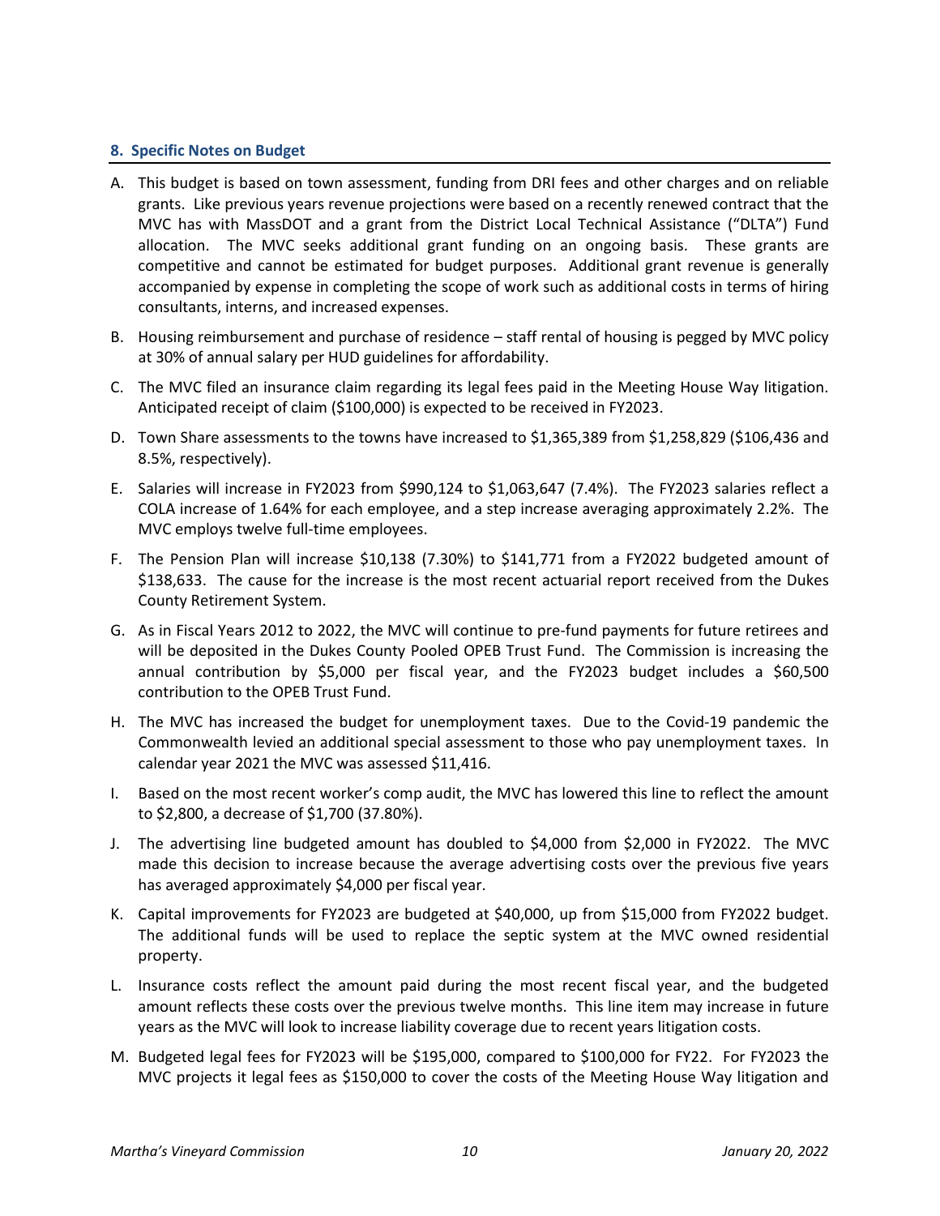### 8. Specific Notes on Budget

A. This budget is based on town assessment, funding from DRI fees and other charges and on reliable grants. Like previous years revenue projections were based on a recently renewed contract that the MVC has with MassDOT and a grant from the District Local Technical Assistance ("DLTA") Fund allocation. The MVC seeks additional grant funding on an ongoing basis. These grants are competitive and cannot be estimated for budget purposes. Additional grant revenue is generally accompanied by expense in completing the scope of work such as additional costs in terms of hiring consultants, interns, and increased expenses.

B. Housing reimbursement and purchase of residence – staff rental of housing is pegged by MVC policy at 30% of annual salary per HUD guidelines for affordability.

C. The MVC filed an insurance claim regarding its legal fees paid in the Meeting House Way litigation. Anticipated receipt of claim ($100,000) is expected to be received in FY2023.

D. Town Share assessments to the towns have increased to $1,365,389 from $1,258,829 ($106,436 and 8.5%, respectively).

E. Salaries will increase in FY2023 from $990,124 to $1,063,647 (7.4%). The FY2023 salaries reflect a COLA increase of 1.64% for each employee, and a step increase averaging approximately 2.2%. The MVC employs twelve full-time employees.

F. The Pension Plan will increase $10,138 (7.30%) to $141,771 from a FY2022 budgeted amount of $138,633. The cause for the increase is the most recent actuarial report received from the Dukes County Retirement System.

G. As in Fiscal Years 2012 to 2022, the MVC will continue to pre-fund payments for future retirees and will be deposited in the Dukes County Pooled OPEB Trust Fund. The Commission is increasing the annual contribution by $5,000 per fiscal year, and the FY2023 budget includes a $60,500 contribution to the OPEB Trust Fund.

H. The MVC has increased the budget for unemployment taxes. Due to the Covid-19 pandemic the Commonwealth levied an additional special assessment to those who pay unemployment taxes. In calendar year 2021 the MVC was assessed $11,416.

I. Based on the most recent worker's comp audit, the MVC has lowered this line to reflect the amount to $2,800, a decrease of $1,700 (37.80%).

J. The advertising line budgeted amount has doubled to $4,000 from $2,000 in FY2022. The MVC made this decision to increase because the average advertising costs over the previous five years has averaged approximately $4,000 per fiscal year.

K. Capital improvements for FY2023 are budgeted at $40,000, up from $15,000 from FY2022 budget. The additional funds will be used to replace the septic system at the MVC owned residential property.

L. Insurance costs reflect the amount paid during the most recent fiscal year, and the budgeted amount reflects these costs over the previous twelve months. This line item may increase in future years as the MVC will look to increase liability coverage due to recent years litigation costs.

M. Budgeted legal fees for FY2023 will be $195,000, compared to $100,000 for FY22. For FY2023 the MVC projects it legal fees as $150,000 to cover the costs of the Meeting House Way litigation and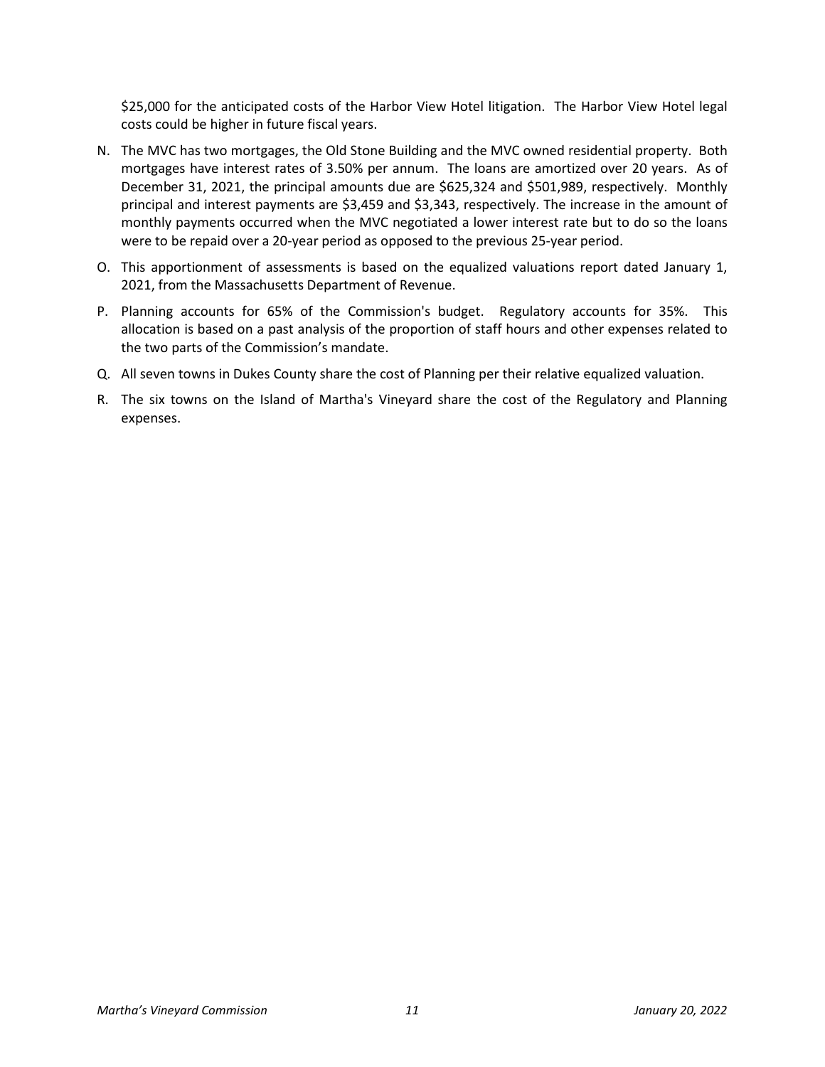$25,000 for the anticipated costs of the Harbor View Hotel litigation. The Harbor View Hotel legal costs could be higher in future fiscal years.

N. The MVC has two mortgages, the Old Stone Building and the MVC owned residential property. Both mortgages have interest rates of 3.50% per annum. The loans are amortized over 20 years. As of December 31, 2021, the principal amounts due are $625,324 and $501,989, respectively. Monthly principal and interest payments are $3,459 and $3,343, respectively. The increase in the amount of monthly payments occurred when the MVC negotiated a lower interest rate but to do so the loans were to be repaid over a 20-year period as opposed to the previous 25-year period.

O. This apportionment of assessments is based on the equalized valuations report dated January 1, 2021, from the Massachusetts Department of Revenue.

P. Planning accounts for 65% of the Commission's budget. Regulatory accounts for 35%. This allocation is based on a past analysis of the proportion of staff hours and other expenses related to the two parts of the Commission's mandate.

Q. All seven towns in Dukes County share the cost of Planning per their relative equalized valuation.

R. The six towns on the Island of Martha's Vineyard share the cost of the Regulatory and Planning expenses.